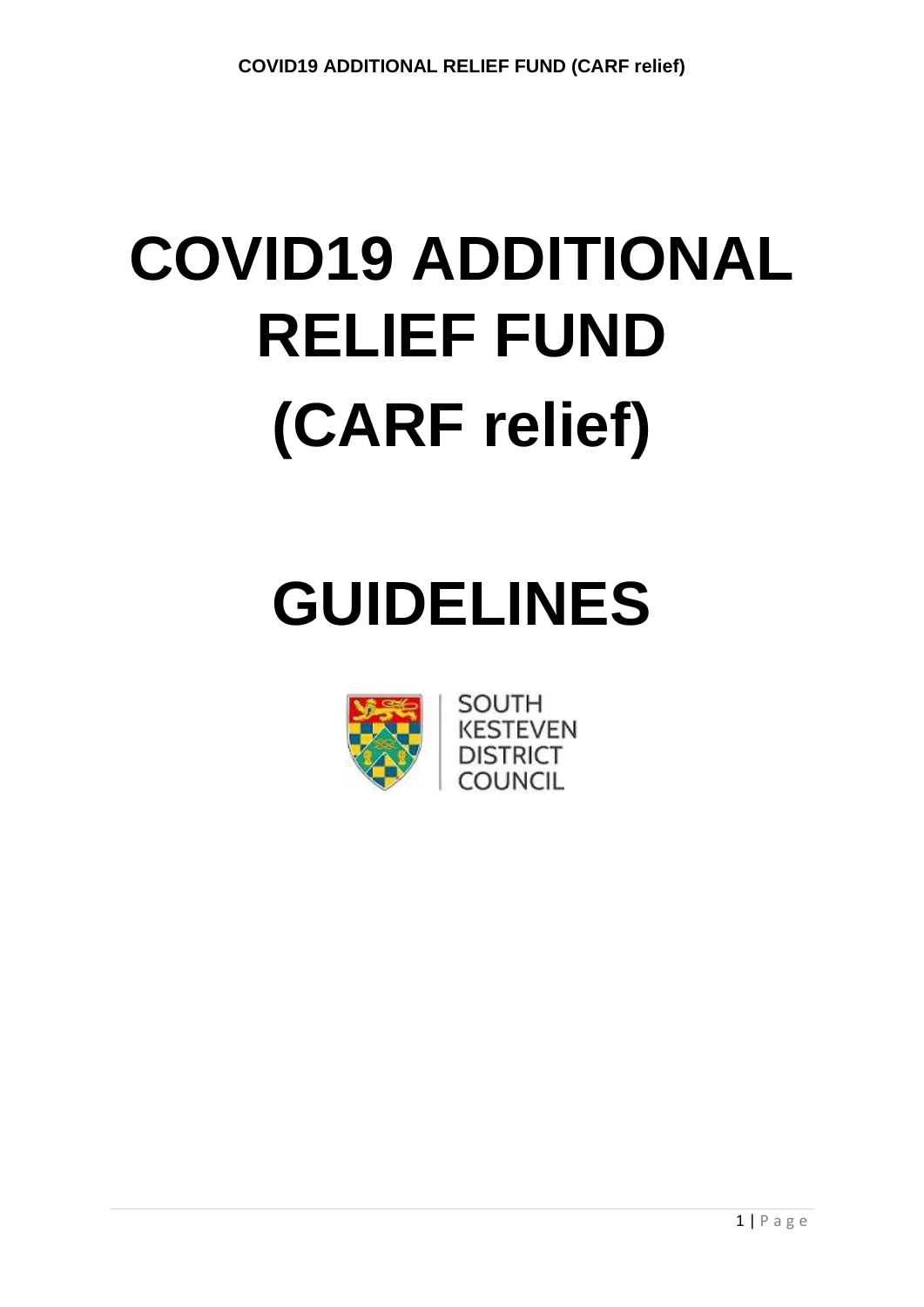# COVID19 ADDITIONAL RELIEF FUND (CARF relief)

# GUIDELINES

SOUTH KESTEVEN DISTRICT COUNCIL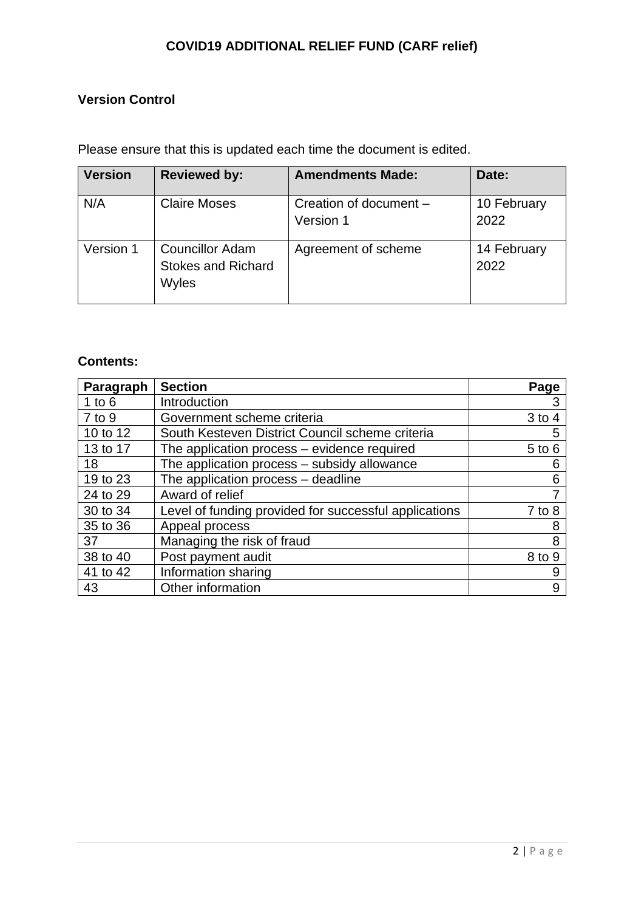# COVID19 ADDITIONAL RELIEF FUND (CARF relief)

## Version Control

Please ensure that this is updated each time the document is edited.

| Version | Reviewed by: | Amendments Made: | Date: |
|---|---|---|---|
| N/A | Claire Moses | Creation of document – Version 1 | 10 February 2022 |
| Version 1 | Councillor Adam Stokes and Richard Wyles | Agreement of scheme | 14 February 2022 |

## Contents:

| Paragraph | Section | Page |
|---|---|---|
| 1 to 6 | Introduction | 3 |
| 7 to 9 | Government scheme criteria | 3 to 4 |
| 10 to 12 | South Kesteven District Council scheme criteria | 5 |
| 13 to 17 | The application process – evidence required | 5 to 6 |
| 18 | The application process – subsidy allowance | 6 |
| 19 to 23 | The application process – deadline | 6 |
| 24 to 29 | Award of relief | 7 |
| 30 to 34 | Level of funding provided for successful applications | 7 to 8 |
| 35 to 36 | Appeal process | 8 |
| 37 | Managing the risk of fraud | 8 |
| 38 to 40 | Post payment audit | 8 to 9 |
| 41 to 42 | Information sharing | 9 |
| 43 | Other information | 9 |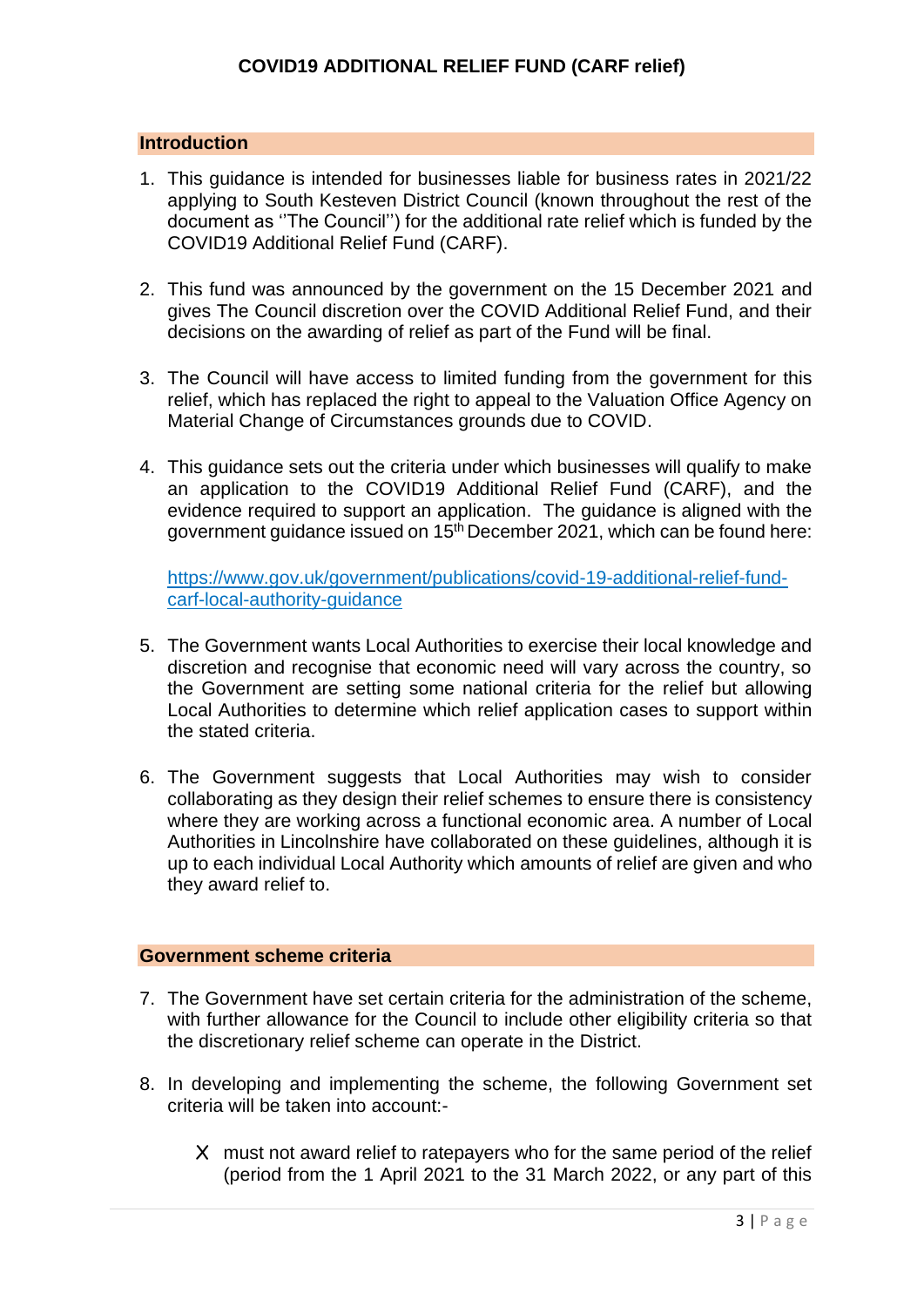## COVID19 ADDITIONAL RELIEF FUND (CARF relief)

### Introduction

1. This guidance is intended for businesses liable for business rates in 2021/22 applying to South Kesteven District Council (known throughout the rest of the document as ''The Council'') for the additional rate relief which is funded by the COVID19 Additional Relief Fund (CARF).

2. This fund was announced by the government on the 15 December 2021 and gives The Council discretion over the COVID Additional Relief Fund, and their decisions on the awarding of relief as part of the Fund will be final.

3. The Council will have access to limited funding from the government for this relief, which has replaced the right to appeal to the Valuation Office Agency on Material Change of Circumstances grounds due to COVID.

4. This guidance sets out the criteria under which businesses will qualify to make an application to the COVID19 Additional Relief Fund (CARF), and the evidence required to support an application. The guidance is aligned with the government guidance issued on 15th December 2021, which can be found here:

   https://www.gov.uk/government/publications/covid-19-additional-relief-fund-carf-local-authority-guidance

5. The Government wants Local Authorities to exercise their local knowledge and discretion and recognise that economic need will vary across the country, so the Government are setting some national criteria for the relief but allowing Local Authorities to determine which relief application cases to support within the stated criteria.

6. The Government suggests that Local Authorities may wish to consider collaborating as they design their relief schemes to ensure there is consistency where they are working across a functional economic area. A number of Local Authorities in Lincolnshire have collaborated on these guidelines, although it is up to each individual Local Authority which amounts of relief are given and who they award relief to.

### Government scheme criteria

7. The Government have set certain criteria for the administration of the scheme, with further allowance for the Council to include other eligibility criteria so that the discretionary relief scheme can operate in the District.

8. In developing and implementing the scheme, the following Government set criteria will be taken into account:-

   - X must not award relief to ratepayers who for the same period of the relief (period from the 1 April 2021 to the 31 March 2022, or any part of this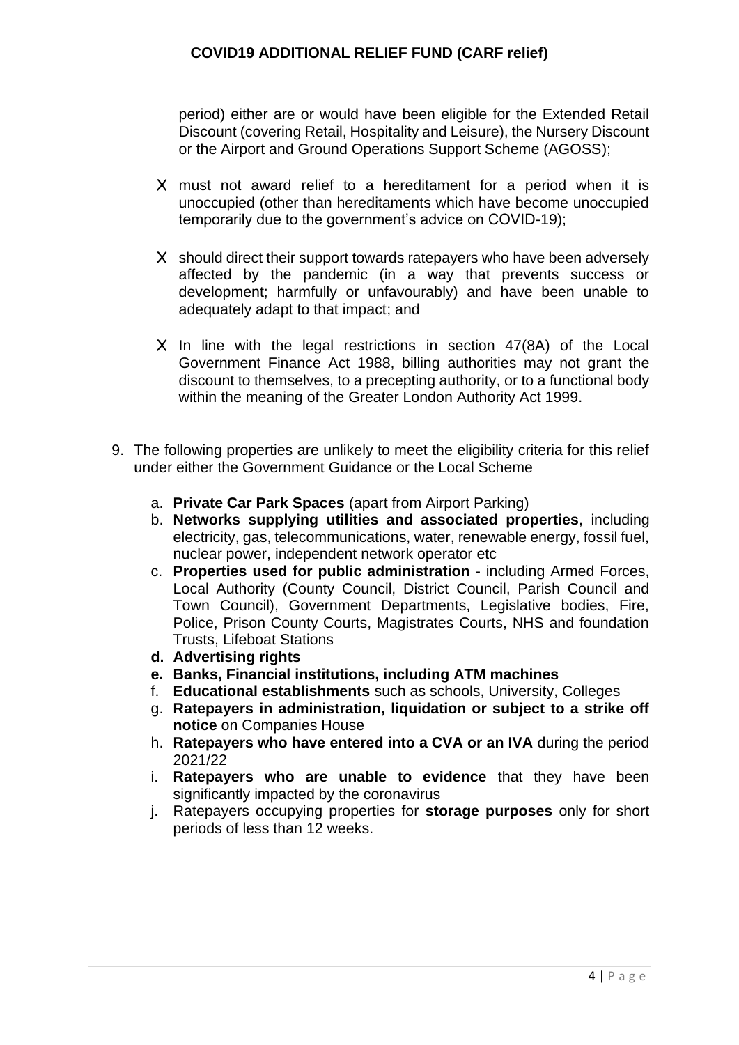period) either are or would have been eligible for the Extended Retail Discount (covering Retail, Hospitality and Leisure), the Nursery Discount or the Airport and Ground Operations Support Scheme (AGOSS);

- must not award relief to a hereditament for a period when it is unoccupied (other than hereditaments which have become unoccupied temporarily due to the government's advice on COVID-19);
- should direct their support towards ratepayers who have been adversely affected by the pandemic (in a way that prevents success or development; harmfully or unfavourably) and have been unable to adequately adapt to that impact; and
- In line with the legal restrictions in section 47(8A) of the Local Government Finance Act 1988, billing authorities may not grant the discount to themselves, to a precepting authority, or to a functional body within the meaning of the Greater London Authority Act 1999.

9. The following properties are unlikely to meet the eligibility criteria for this relief under either the Government Guidance or the Local Scheme

   a. **Private Car Park Spaces** (apart from Airport Parking)
   b. **Networks supplying utilities and associated properties**, including electricity, gas, telecommunications, water, renewable energy, fossil fuel, nuclear power, independent network operator etc
   c. **Properties used for public administration** - including Armed Forces, Local Authority (County Council, District Council, Parish Council and Town Council), Government Departments, Legislative bodies, Fire, Police, Prison County Courts, Magistrates Courts, NHS and foundation Trusts, Lifeboat Stations
   d. **Advertising rights**
   e. **Banks, Financial institutions, including ATM machines**
   f. **Educational establishments** such as schools, University, Colleges
   g. **Ratepayers in administration, liquidation or subject to a strike off notice** on Companies House
   h. **Ratepayers who have entered into a CVA or an IVA** during the period 2021/22
   i. **Ratepayers who are unable to evidence** that they have been significantly impacted by the coronavirus
   j. Ratepayers occupying properties for **storage purposes** only for short periods of less than 12 weeks.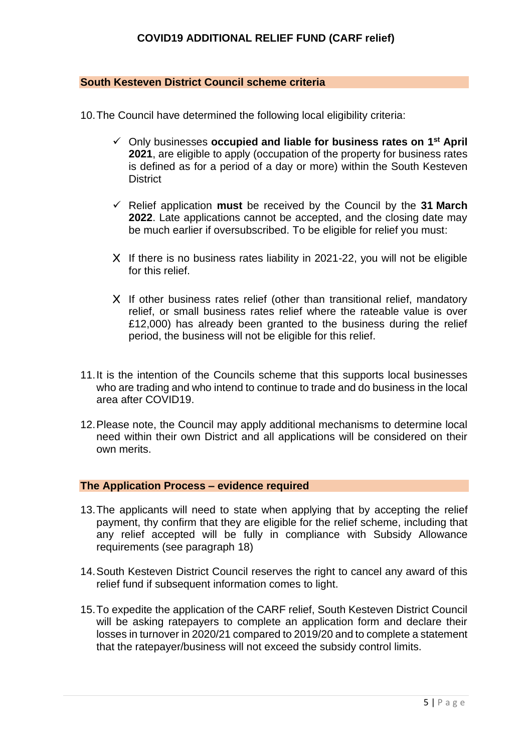# COVID19 ADDITIONAL RELIEF FUND (CARF relief)

## South Kesteven District Council scheme criteria

10. The Council have determined the following local eligibility criteria:

   - ✓ Only businesses **occupied and liable for business rates on 1st April 2021**, are eligible to apply (occupation of the property for business rates is defined as for a period of a day or more) within the South Kesteven District

   - ✓ Relief application **must** be received by the Council by the **31 March 2022**. Late applications cannot be accepted, and the closing date may be much earlier if oversubscribed. To be eligible for relief you must:

   - X If there is no business rates liability in 2021-22, you will not be eligible for this relief.

   - X If other business rates relief (other than transitional relief, mandatory relief, or small business rates relief where the rateable value is over £12,000) has already been granted to the business during the relief period, the business will not be eligible for this relief.

11. It is the intention of the Councils scheme that this supports local businesses who are trading and who intend to continue to trade and do business in the local area after COVID19.

12. Please note, the Council may apply additional mechanisms to determine local need within their own District and all applications will be considered on their own merits.

## The Application Process – evidence required

13. The applicants will need to state when applying that by accepting the relief payment, thy confirm that they are eligible for the relief scheme, including that any relief accepted will be fully in compliance with Subsidy Allowance requirements (see paragraph 18)

14. South Kesteven District Council reserves the right to cancel any award of this relief fund if subsequent information comes to light.

15. To expedite the application of the CARF relief, South Kesteven District Council will be asking ratepayers to complete an application form and declare their losses in turnover in 2020/21 compared to 2019/20 and to complete a statement that the ratepayer/business will not exceed the subsidy control limits.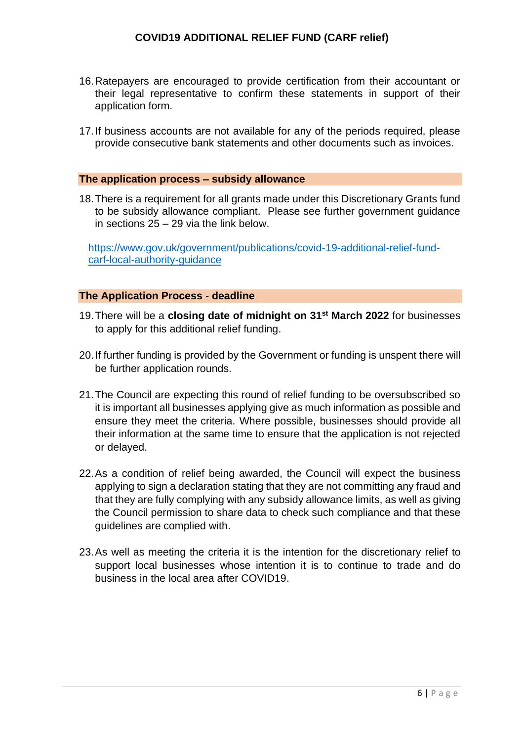16. Ratepayers are encouraged to provide certification from their accountant or their legal representative to confirm these statements in support of their application form.

17. If business accounts are not available for any of the periods required, please provide consecutive bank statements and other documents such as invoices.

## The application process – subsidy allowance

18. There is a requirement for all grants made under this Discretionary Grants fund to be subsidy allowance compliant. Please see further government guidance in sections 25 – 29 via the link below.

[https://www.gov.uk/government/publications/covid-19-additional-relief-fund-carf-local-authority-guidance](https://www.gov.uk/government/publications/covid-19-additional-relief-fund-carf-local-authority-guidance)

## The Application Process - deadline

19. There will be a **closing date of midnight on 31st March 2022** for businesses to apply for this additional relief funding.

20. If further funding is provided by the Government or funding is unspent there will be further application rounds.

21. The Council are expecting this round of relief funding to be oversubscribed so it is important all businesses applying give as much information as possible and ensure they meet the criteria. Where possible, businesses should provide all their information at the same time to ensure that the application is not rejected or delayed.

22. As a condition of relief being awarded, the Council will expect the business applying to sign a declaration stating that they are not committing any fraud and that they are fully complying with any subsidy allowance limits, as well as giving the Council permission to share data to check such compliance and that these guidelines are complied with.

23. As well as meeting the criteria it is the intention for the discretionary relief to support local businesses whose intention it is to continue to trade and do business in the local area after COVID19.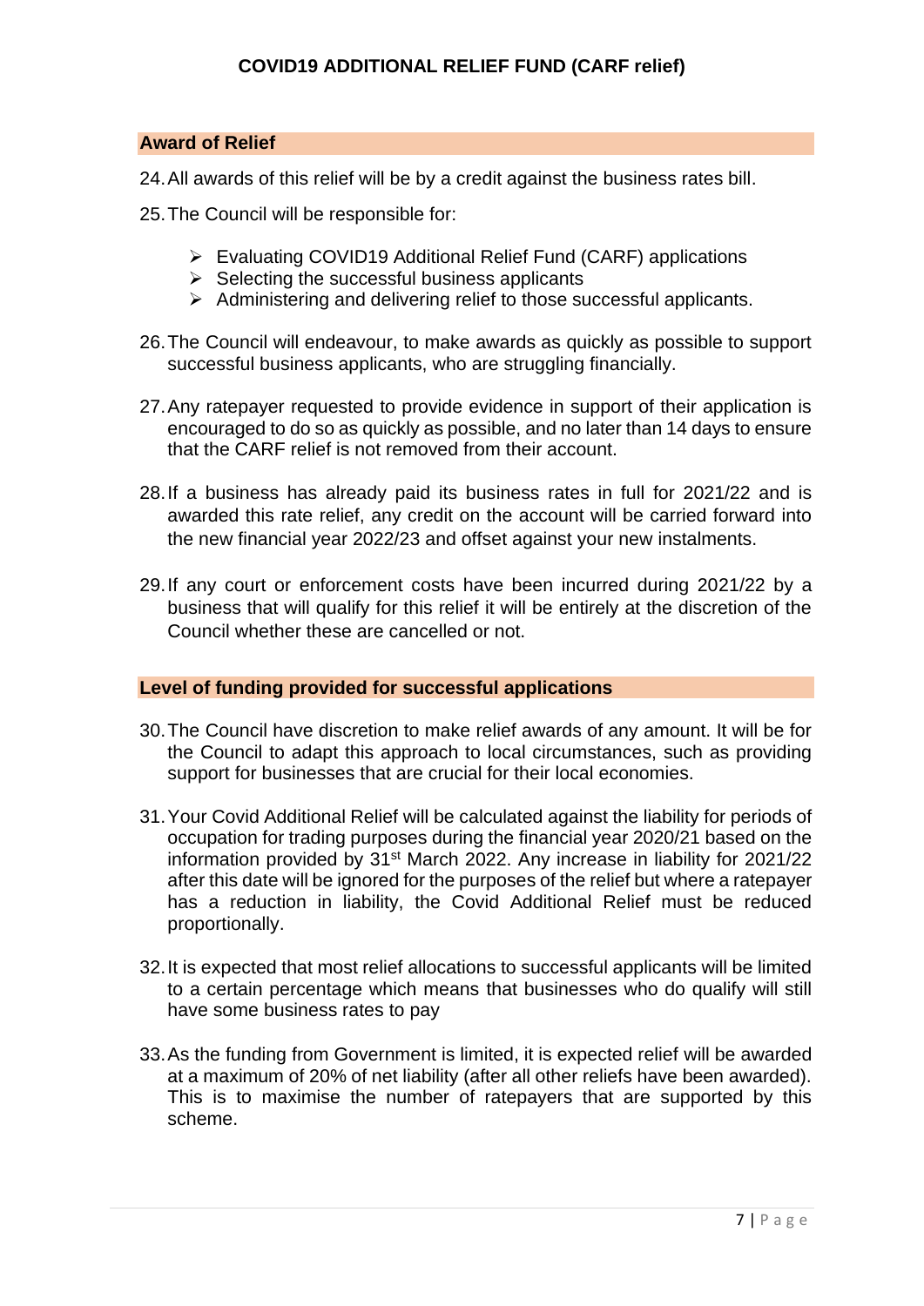# COVID19 ADDITIONAL RELIEF FUND (CARF relief)

## Award of Relief

24. All awards of this relief will be by a credit against the business rates bill.

25. The Council will be responsible for:

    - Evaluating COVID19 Additional Relief Fund (CARF) applications
    - Selecting the successful business applicants
    - Administering and delivering relief to those successful applicants.

26. The Council will endeavour, to make awards as quickly as possible to support successful business applicants, who are struggling financially.

27. Any ratepayer requested to provide evidence in support of their application is encouraged to do so as quickly as possible, and no later than 14 days to ensure that the CARF relief is not removed from their account.

28. If a business has already paid its business rates in full for 2021/22 and is awarded this rate relief, any credit on the account will be carried forward into the new financial year 2022/23 and offset against your new instalments.

29. If any court or enforcement costs have been incurred during 2021/22 by a business that will qualify for this relief it will be entirely at the discretion of the Council whether these are cancelled or not.

## Level of funding provided for successful applications

30. The Council have discretion to make relief awards of any amount. It will be for the Council to adapt this approach to local circumstances, such as providing support for businesses that are crucial for their local economies.

31. Your Covid Additional Relief will be calculated against the liability for periods of occupation for trading purposes during the financial year 2020/21 based on the information provided by 31st March 2022. Any increase in liability for 2021/22 after this date will be ignored for the purposes of the relief but where a ratepayer has a reduction in liability, the Covid Additional Relief must be reduced proportionally.

32. It is expected that most relief allocations to successful applicants will be limited to a certain percentage which means that businesses who do qualify will still have some business rates to pay

33. As the funding from Government is limited, it is expected relief will be awarded at a maximum of 20% of net liability (after all other reliefs have been awarded). This is to maximise the number of ratepayers that are supported by this scheme.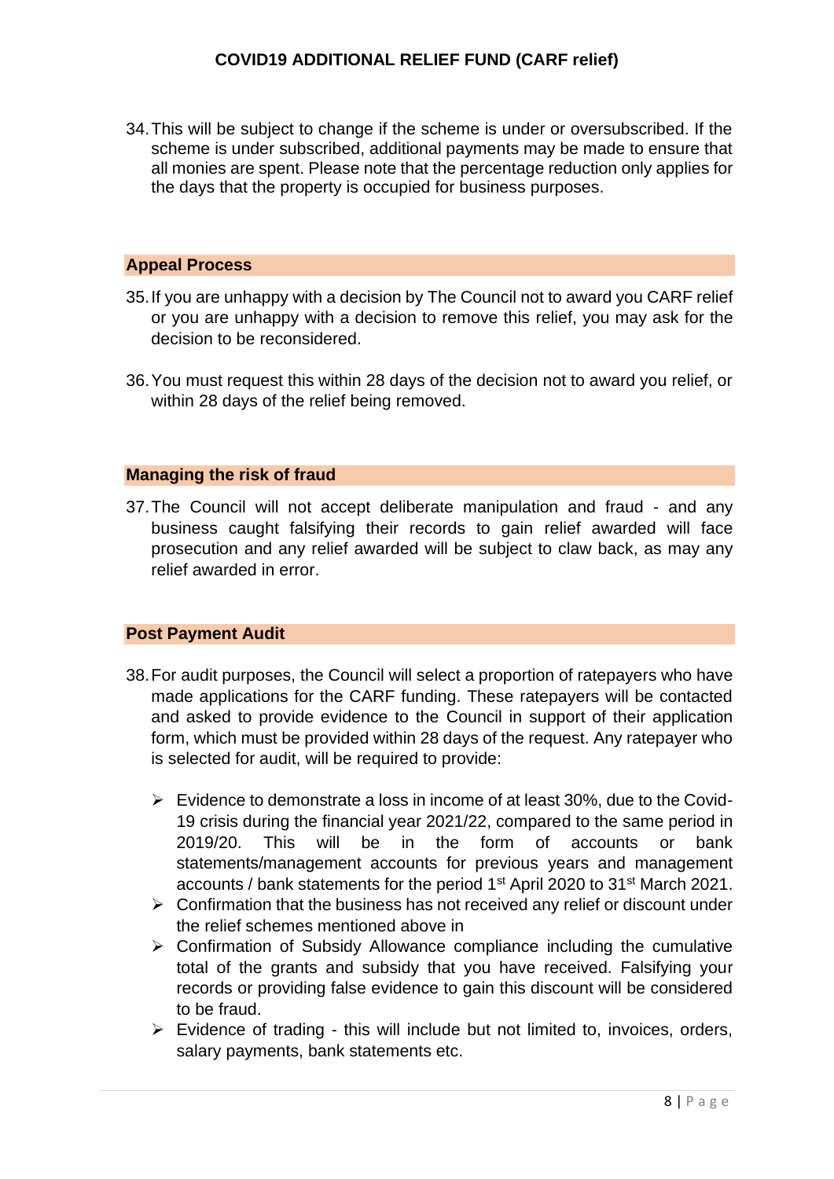34. This will be subject to change if the scheme is under or oversubscribed. If the scheme is under subscribed, additional payments may be made to ensure that all monies are spent. Please note that the percentage reduction only applies for the days that the property is occupied for business purposes.

## Appeal Process

35. If you are unhappy with a decision by The Council not to award you CARF relief or you are unhappy with a decision to remove this relief, you may ask for the decision to be reconsidered.

36. You must request this within 28 days of the decision not to award you relief, or within 28 days of the relief being removed.

## Managing the risk of fraud

37. The Council will not accept deliberate manipulation and fraud - and any business caught falsifying their records to gain relief awarded will face prosecution and any relief awarded will be subject to claw back, as may any relief awarded in error.

## Post Payment Audit

38. For audit purposes, the Council will select a proportion of ratepayers who have made applications for the CARF funding. These ratepayers will be contacted and asked to provide evidence to the Council in support of their application form, which must be provided within 28 days of the request. Any ratepayer who is selected for audit, will be required to provide:

    - Evidence to demonstrate a loss in income of at least 30%, due to the Covid-19 crisis during the financial year 2021/22, compared to the same period in 2019/20. This will be in the form of accounts or bank statements/management accounts for previous years and management accounts / bank statements for the period 1st April 2020 to 31st March 2021.
    - Confirmation that the business has not received any relief or discount under the relief schemes mentioned above in
    - Confirmation of Subsidy Allowance compliance including the cumulative total of the grants and subsidy that you have received. Falsifying your records or providing false evidence to gain this discount will be considered to be fraud.
    - Evidence of trading - this will include but not limited to, invoices, orders, salary payments, bank statements etc.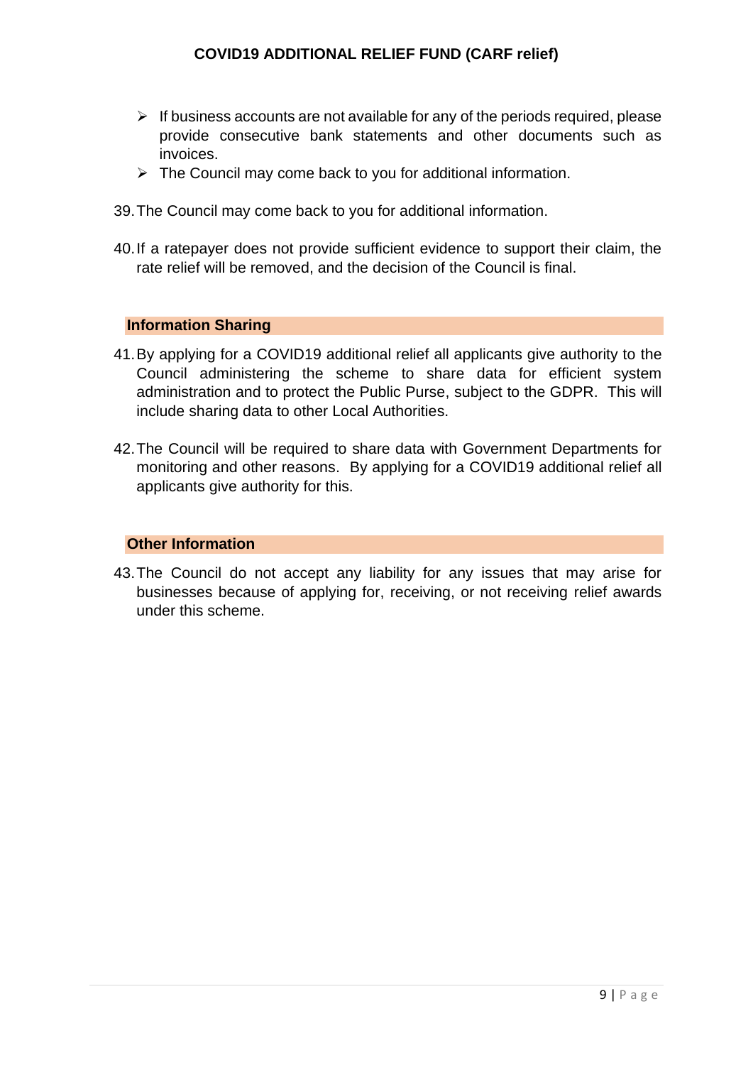- If business accounts are not available for any of the periods required, please provide consecutive bank statements and other documents such as invoices.
- The Council may come back to you for additional information.

39. The Council may come back to you for additional information.

40. If a ratepayer does not provide sufficient evidence to support their claim, the rate relief will be removed, and the decision of the Council is final.

## Information Sharing

41. By applying for a COVID19 additional relief all applicants give authority to the Council administering the scheme to share data for efficient system administration and to protect the Public Purse, subject to the GDPR. This will include sharing data to other Local Authorities.

42. The Council will be required to share data with Government Departments for monitoring and other reasons. By applying for a COVID19 additional relief all applicants give authority for this.

## Other Information

43. The Council do not accept any liability for any issues that may arise for businesses because of applying for, receiving, or not receiving relief awards under this scheme.